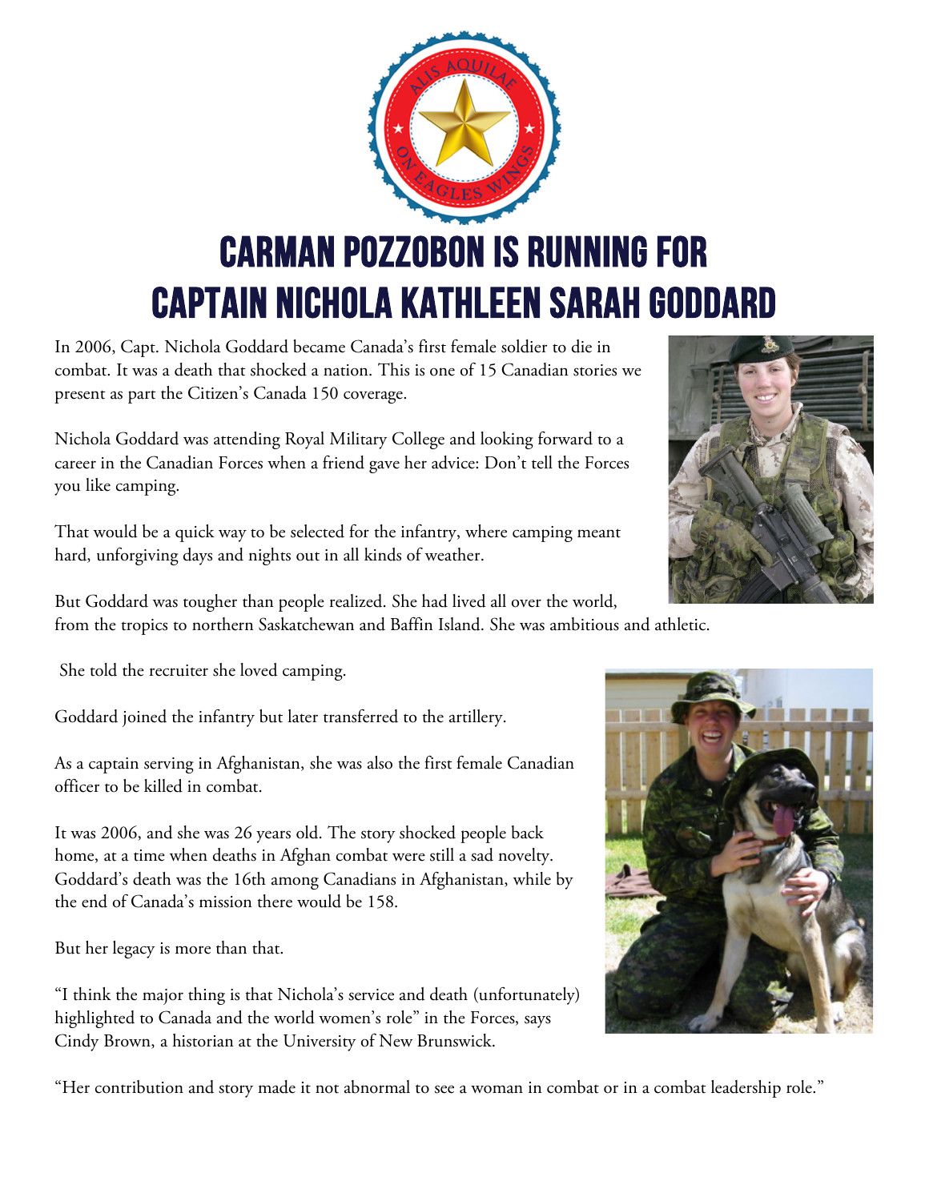# CARMAN POZZOBON IS RUNNING FOR CAPTAIN NICHOLA KATHLEEN SARAH GODDARD

In 2006, Capt. Nichola Goddard became Canada's first female soldier to die in combat. It was a death that shocked a nation. This is one of 15 Canadian stories we present as part the Citizen's Canada 150 coverage.

Nichola Goddard was attending Royal Military College and looking forward to a career in the Canadian Forces when a friend gave her advice: Don't tell the Forces you like camping.

That would be a quick way to be selected for the infantry, where camping meant hard, unforgiving days and nights out in all kinds of weather.

But Goddard was tougher than people realized. She had lived all over the world, from the tropics to northern Saskatchewan and Baffin Island. She was ambitious and athletic.

She told the recruiter she loved camping.

Goddard joined the infantry but later transferred to the artillery.

As a captain serving in Afghanistan, she was also the first female Canadian officer to be killed in combat.

It was 2006, and she was 26 years old. The story shocked people back home, at a time when deaths in Afghan combat were still a sad novelty. Goddard's death was the 16th among Canadians in Afghanistan, while by the end of Canada's mission there would be 158.

But her legacy is more than that.

"I think the major thing is that Nichola's service and death (unfortunately) highlighted to Canada and the world women's role" in the Forces, says Cindy Brown, a historian at the University of New Brunswick.

"Her contribution and story made it not abnormal to see a woman in combat or in a combat leadership role."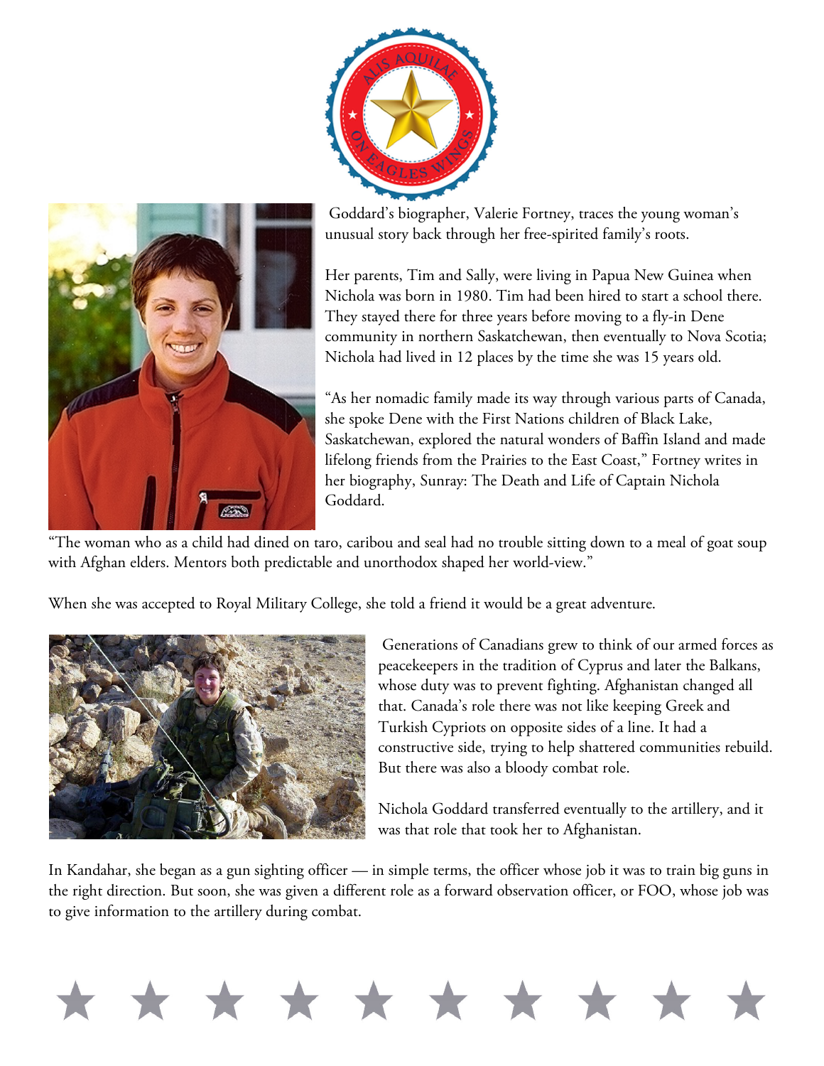Goddard's biographer, Valerie Fortney, traces the young woman's unusual story back through her free-spirited family's roots.

Her parents, Tim and Sally, were living in Papua New Guinea when Nichola was born in 1980. Tim had been hired to start a school there. They stayed there for three years before moving to a fly-in Dene community in northern Saskatchewan, then eventually to Nova Scotia; Nichola had lived in 12 places by the time she was 15 years old.

"As her nomadic family made its way through various parts of Canada, she spoke Dene with the First Nations children of Black Lake, Saskatchewan, explored the natural wonders of Baffin Island and made lifelong friends from the Prairies to the East Coast," Fortney writes in her biography, Sunray: The Death and Life of Captain Nichola Goddard.

"The woman who as a child had dined on taro, caribou and seal had no trouble sitting down to a meal of goat soup with Afghan elders. Mentors both predictable and unorthodox shaped her world-view."

When she was accepted to Royal Military College, she told a friend it would be a great adventure.

Generations of Canadians grew to think of our armed forces as peacekeepers in the tradition of Cyprus and later the Balkans, whose duty was to prevent fighting. Afghanistan changed all that. Canada's role there was not like keeping Greek and Turkish Cypriots on opposite sides of a line. It had a constructive side, trying to help shattered communities rebuild. But there was also a bloody combat role.

Nichola Goddard transferred eventually to the artillery, and it was that role that took her to Afghanistan.

In Kandahar, she began as a gun sighting officer — in simple terms, the officer whose job it was to train big guns in the right direction. But soon, she was given a different role as a forward observation officer, or FOO, whose job was to give information to the artillery during combat.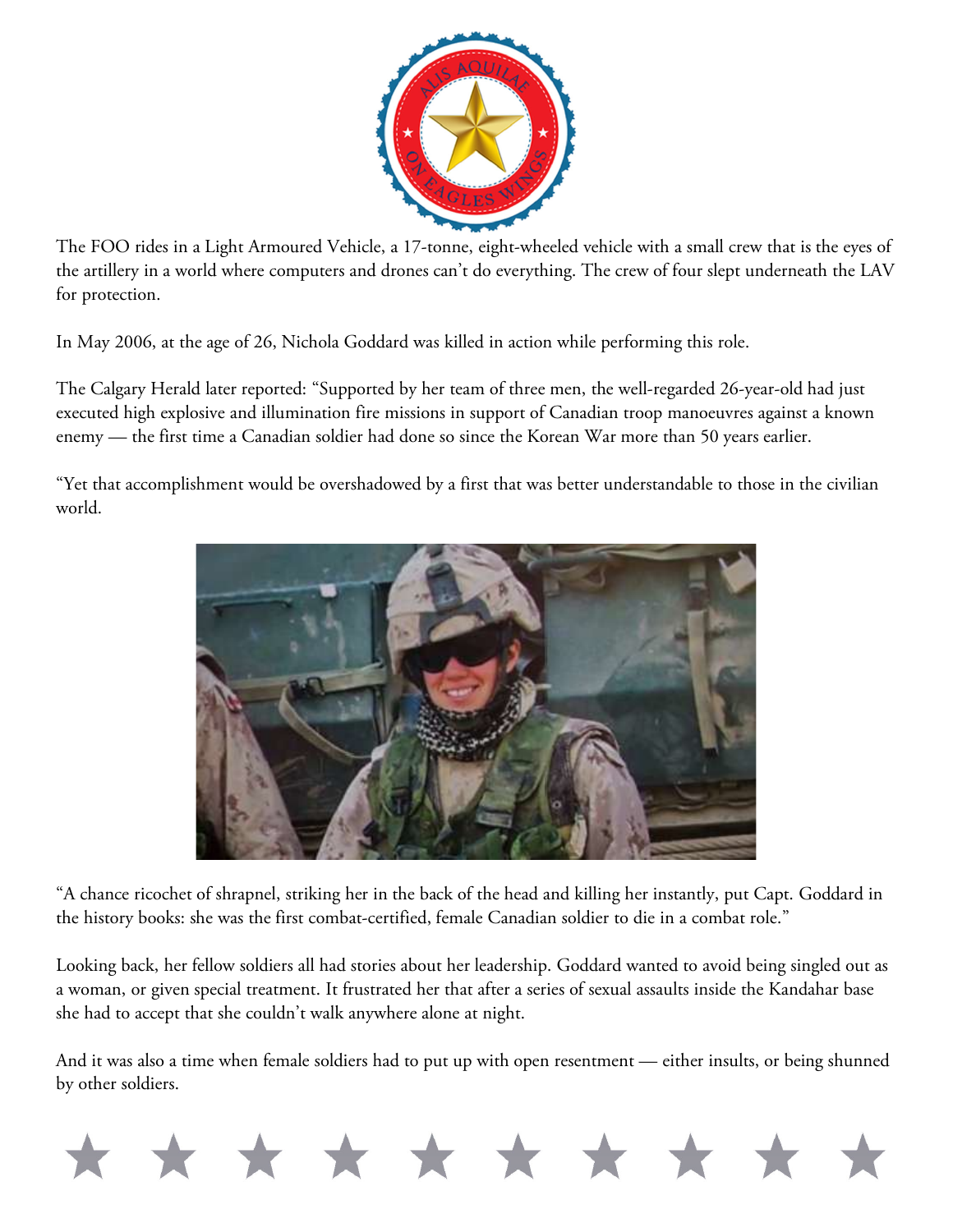The FOO rides in a Light Armoured Vehicle, a 17-tonne, eight-wheeled vehicle with a small crew that is the eyes of the artillery in a world where computers and drones can't do everything. The crew of four slept underneath the LAV for protection.

In May 2006, at the age of 26, Nichola Goddard was killed in action while performing this role.

The Calgary Herald later reported: "Supported by her team of three men, the well-regarded 26-year-old had just executed high explosive and illumination fire missions in support of Canadian troop manoeuvres against a known enemy — the first time a Canadian soldier had done so since the Korean War more than 50 years earlier.

"Yet that accomplishment would be overshadowed by a first that was better understandable to those in the civilian world.

"A chance ricochet of shrapnel, striking her in the back of the head and killing her instantly, put Capt. Goddard in the history books: she was the first combat-certified, female Canadian soldier to die in a combat role."

Looking back, her fellow soldiers all had stories about her leadership. Goddard wanted to avoid being singled out as a woman, or given special treatment. It frustrated her that after a series of sexual assaults inside the Kandahar base she had to accept that she couldn't walk anywhere alone at night.

And it was also a time when female soldiers had to put up with open resentment — either insults, or being shunned by other soldiers.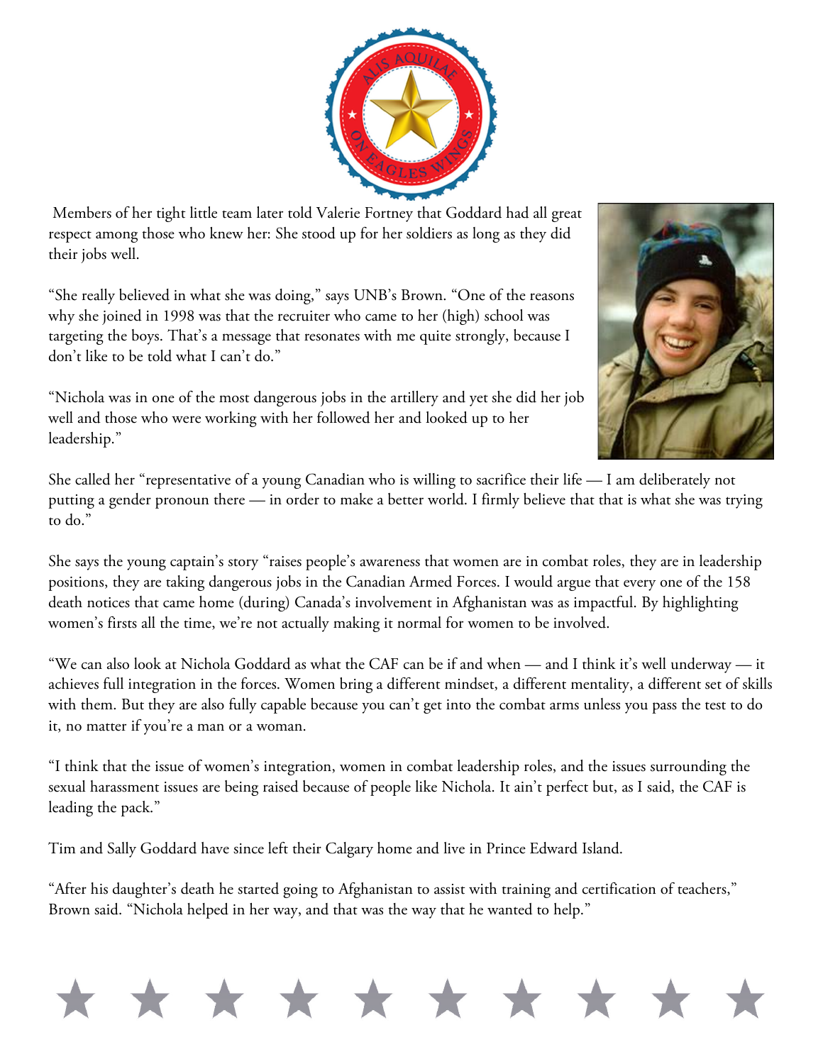Members of her tight little team later told Valerie Fortney that Goddard had all great respect among those who knew her: She stood up for her soldiers as long as they did their jobs well.

"She really believed in what she was doing," says UNB's Brown. "One of the reasons why she joined in 1998 was that the recruiter who came to her (high) school was targeting the boys. That's a message that resonates with me quite strongly, because I don't like to be told what I can't do."

"Nichola was in one of the most dangerous jobs in the artillery and yet she did her job well and those who were working with her followed her and looked up to her leadership."

She called her "representative of a young Canadian who is willing to sacrifice their life — I am deliberately not putting a gender pronoun there — in order to make a better world. I firmly believe that that is what she was trying to do."

She says the young captain's story "raises people's awareness that women are in combat roles, they are in leadership positions, they are taking dangerous jobs in the Canadian Armed Forces. I would argue that every one of the 158 death notices that came home (during) Canada's involvement in Afghanistan was as impactful. By highlighting women's firsts all the time, we're not actually making it normal for women to be involved.

"We can also look at Nichola Goddard as what the CAF can be if and when — and I think it's well underway — it achieves full integration in the forces. Women bring a different mindset, a different mentality, a different set of skills with them. But they are also fully capable because you can't get into the combat arms unless you pass the test to do it, no matter if you're a man or a woman.

"I think that the issue of women's integration, women in combat leadership roles, and the issues surrounding the sexual harassment issues are being raised because of people like Nichola. It ain't perfect but, as I said, the CAF is leading the pack."

Tim and Sally Goddard have since left their Calgary home and live in Prince Edward Island.

"After his daughter's death he started going to Afghanistan to assist with training and certification of teachers," Brown said. "Nichola helped in her way, and that was the way that he wanted to help."